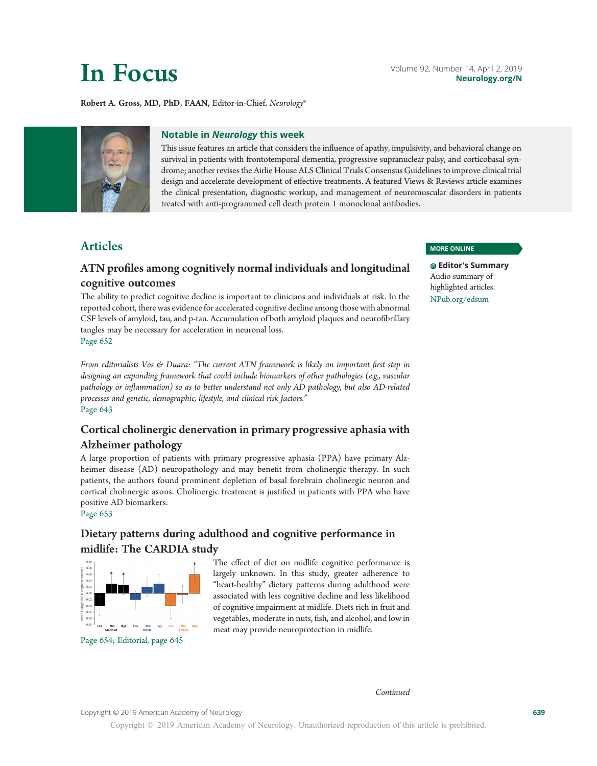# In Focus

**Robert A. Gross, MD, PhD, FAAN,** Editor-in-Chief, *Neurology®*

## Notable in *Neurology* this week

This issue features an article that considers the influence of apathy, impulsivity, and behavioral change on survival in patients with frontotemporal dementia, progressive supranuclear palsy, and corticobasal syndrome; another revises the Airlie House ALS Clinical Trials Consensus Guidelines to improve clinical trial design and accelerate development of effective treatments. A featured Views & Reviews article examines the clinical presentation, diagnostic workup, and management of neuromuscular disorders in patients treated with anti-programmed cell death protein 1 monoclonal antibodies.

## Articles

### ATN profiles among cognitively normal individuals and longitudinal cognitive outcomes

The ability to predict cognitive decline is important to clinicians and individuals at risk. In the reported cohort, there was evidence for accelerated cognitive decline among those with abnormal CSF levels of amyloid, tau, and p-tau. Accumulation of both amyloid plaques and neurofibrillary tangles may be necessary for acceleration in neuronal loss.

Page 652

*From editorialists Vos & Duara: "The current ATN framework is likely an important first step in designing an expanding framework that could include biomarkers of other pathologies (e.g., vascular pathology or inflammation) so as to better understand not only AD pathology, but also AD-related processes and genetic, demographic, lifestyle, and clinical risk factors."*

Page 643

### Cortical cholinergic denervation in primary progressive aphasia with Alzheimer pathology

A large proportion of patients with primary progressive aphasia (PPA) have primary Alzheimer disease (AD) neuropathology and may benefit from cholinergic therapy. In such patients, the authors found prominent depletion of basal forebrain cholinergic neuron and cortical cholinergic axons. Cholinergic treatment is justified in patients with PPA who have positive AD biomarkers.

Page 653

### Dietary patterns during adulthood and cognitive performance in midlife: The CARDIA study

The effect of diet on midlife cognitive performance is largely unknown. In this study, greater adherence to "heart-healthy" dietary patterns during adulthood were associated with less cognitive decline and less likelihood of cognitive impairment at midlife. Diets rich in fruit and vegetables, moderate in nuts, fish, and alcohol, and low in meat may provide neuroprotection in midlife.

Page 654; Editorial, page 645

*Continued*

**MORE ONLINE**

**Editor's Summary**
Audio summary of highlighted articles.
NPub.org/edsum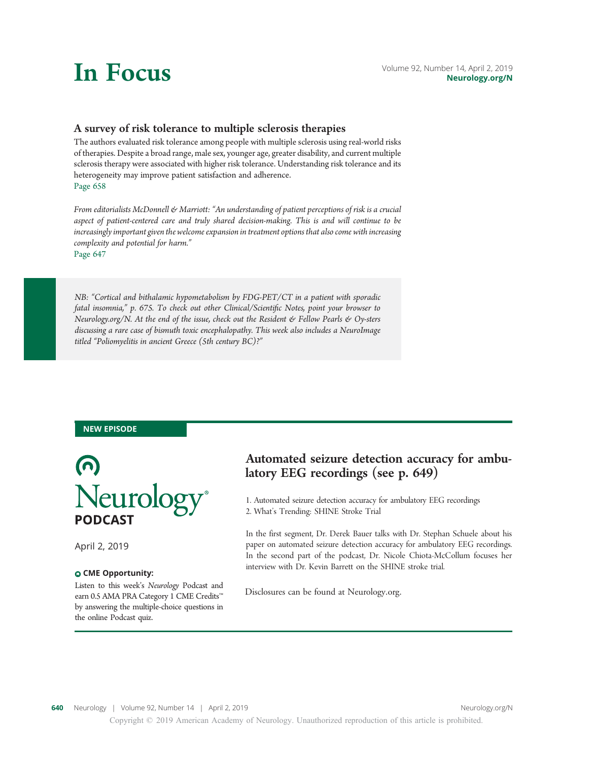# In Focus

## A survey of risk tolerance to multiple sclerosis therapies

The authors evaluated risk tolerance among people with multiple sclerosis using real-world risks of therapies. Despite a broad range, male sex, younger age, greater disability, and current multiple sclerosis therapy were associated with higher risk tolerance. Understanding risk tolerance and its heterogeneity may improve patient satisfaction and adherence.
Page 658

*From editorialists McDonnell & Marriott: "An understanding of patient perceptions of risk is a crucial aspect of patient-centered care and truly shared decision-making. This is and will continue to be increasingly important given the welcome expansion in treatment options that also come with increasing complexity and potential for harm."*
Page 647

*NB: "Cortical and bithalamic hypometabolism by FDG-PET/CT in a patient with sporadic fatal insomnia," p. 675. To check out other Clinical/Scientific Notes, point your browser to Neurology.org/N. At the end of the issue, check out the Resident & Fellow Pearls & Oy-sters discussing a rare case of bismuth toxic encephalopathy. This week also includes a NeuroImage titled "Poliomyelitis in ancient Greece (5th century BC)?"*

**NEW EPISODE**

**Neurology PODCAST**

April 2, 2019

**CME Opportunity:**

Listen to this week's *Neurology* Podcast and earn 0.5 AMA PRA Category 1 CME Credits™ by answering the multiple-choice questions in the online Podcast quiz.

## Automated seizure detection accuracy for ambulatory EEG recordings (see p. 649)

1. Automated seizure detection accuracy for ambulatory EEG recordings
2. What's Trending: SHINE Stroke Trial

In the first segment, Dr. Derek Bauer talks with Dr. Stephan Schuele about his paper on automated seizure detection accuracy for ambulatory EEG recordings. In the second part of the podcast, Dr. Nicole Chiota-McCollum focuses her interview with Dr. Kevin Barrett on the SHINE stroke trial.

Disclosures can be found at Neurology.org.

Copyright © 2019 American Academy of Neurology. Unauthorized reproduction of this article is prohibited.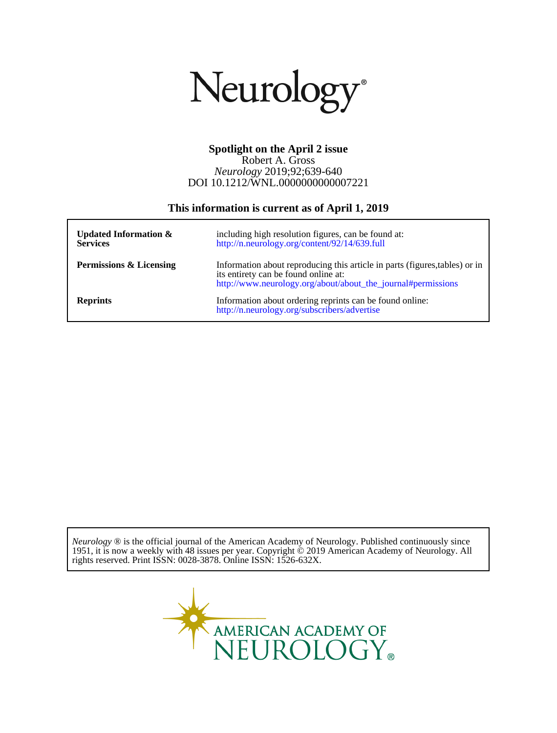# Neurology®

**Spotlight on the April 2 issue**
Robert A. Gross
*Neurology* 2019;92;639-640
DOI 10.1212/WNL.0000000000007221

**This information is current as of April 1, 2019**

| | |
|---|---|
| **Updated Information & Services** | including high resolution figures, can be found at: http://n.neurology.org/content/92/14/639.full |
| **Permissions & Licensing** | Information about reproducing this article in parts (figures,tables) or in its entirety can be found online at: http://www.neurology.org/about/about_the_journal#permissions |
| **Reprints** | Information about ordering reprints can be found online: http://n.neurology.org/subscribers/advertise |

*Neurology* ® is the official journal of the American Academy of Neurology. Published continuously since 1951, it is now a weekly with 48 issues per year. Copyright © 2019 American Academy of Neurology. All rights reserved. Print ISSN: 0028-3878. Online ISSN: 1526-632X.

AMERICAN ACADEMY OF NEUROLOGY®